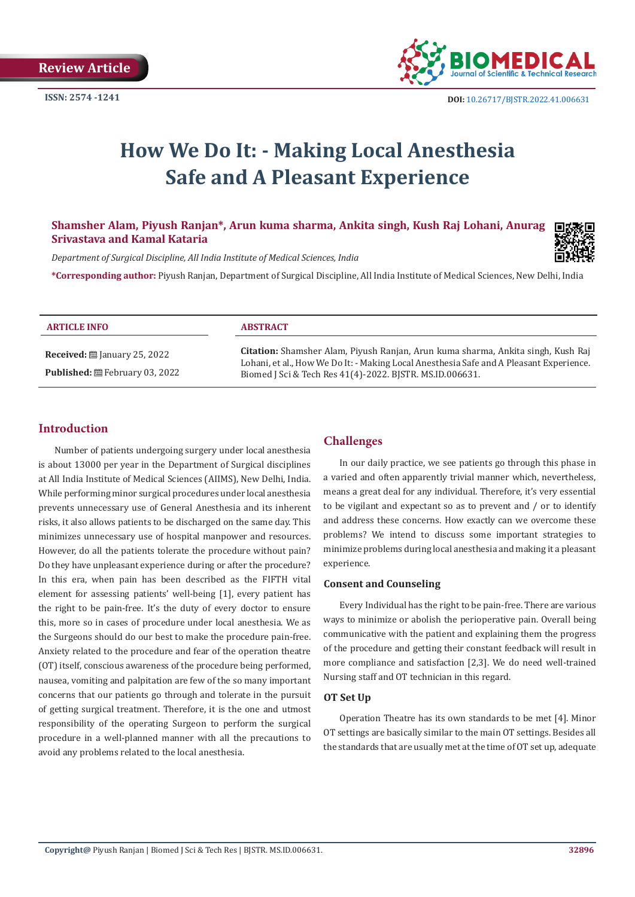Review Article

ISSN: 2574 -1241

DOI: 10.26717/BJSTR.2022.41.006631

# How We Do It: - Making Local Anesthesia Safe and A Pleasant Experience

**Shamsher Alam, Piyush Ranjan\*, Arun kuma sharma, Ankita singh, Kush Raj Lohani, Anurag Srivastava and Kamal Kataria**

*Department of Surgical Discipline, All India Institute of Medical Sciences, India*

**\*Corresponding author:** Piyush Ranjan, Department of Surgical Discipline, All India Institute of Medical Sciences, New Delhi, India

**ARTICLE INFO**

**Received:** January 25, 2022

**Published:** February 03, 2022

**ABSTRACT**

**Citation:** Shamsher Alam, Piyush Ranjan, Arun kuma sharma, Ankita singh, Kush Raj Lohani, et al., How We Do It: - Making Local Anesthesia Safe and A Pleasant Experience. Biomed J Sci & Tech Res 41(4)-2022. BJSTR. MS.ID.006631.

## Introduction

Number of patients undergoing surgery under local anesthesia is about 13000 per year in the Department of Surgical disciplines at All India Institute of Medical Sciences (AIIMS), New Delhi, India. While performing minor surgical procedures under local anesthesia prevents unnecessary use of General Anesthesia and its inherent risks, it also allows patients to be discharged on the same day. This minimizes unnecessary use of hospital manpower and resources. However, do all the patients tolerate the procedure without pain? Do they have unpleasant experience during or after the procedure? In this era, when pain has been described as the FIFTH vital element for assessing patients' well-being [1], every patient has the right to be pain-free. It's the duty of every doctor to ensure this, more so in cases of procedure under local anesthesia. We as the Surgeons should do our best to make the procedure pain-free. Anxiety related to the procedure and fear of the operation theatre (OT) itself, conscious awareness of the procedure being performed, nausea, vomiting and palpitation are few of the so many important concerns that our patients go through and tolerate in the pursuit of getting surgical treatment. Therefore, it is the one and utmost responsibility of the operating Surgeon to perform the surgical procedure in a well-planned manner with all the precautions to avoid any problems related to the local anesthesia.

## Challenges

In our daily practice, we see patients go through this phase in a varied and often apparently trivial manner which, nevertheless, means a great deal for any individual. Therefore, it's very essential to be vigilant and expectant so as to prevent and / or to identify and address these concerns. How exactly can we overcome these problems? We intend to discuss some important strategies to minimize problems during local anesthesia and making it a pleasant experience.

### Consent and Counseling

Every Individual has the right to be pain-free. There are various ways to minimize or abolish the perioperative pain. Overall being communicative with the patient and explaining them the progress of the procedure and getting their constant feedback will result in more compliance and satisfaction [2,3]. We do need well-trained Nursing staff and OT technician in this regard.

### OT Set Up

Operation Theatre has its own standards to be met [4]. Minor OT settings are basically similar to the main OT settings. Besides all the standards that are usually met at the time of OT set up, adequate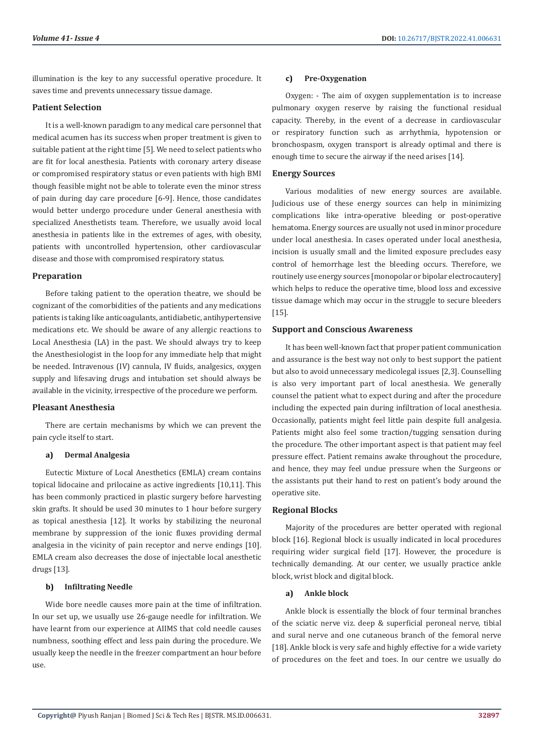illumination is the key to any successful operative procedure. It saves time and prevents unnecessary tissue damage.

## Patient Selection

It is a well-known paradigm to any medical care personnel that medical acumen has its success when proper treatment is given to suitable patient at the right time [5]. We need to select patients who are fit for local anesthesia. Patients with coronary artery disease or compromised respiratory status or even patients with high BMI though feasible might not be able to tolerate even the minor stress of pain during day care procedure [6-9]. Hence, those candidates would better undergo procedure under General anesthesia with specialized Anesthetists team. Therefore, we usually avoid local anesthesia in patients like in the extremes of ages, with obesity, patients with uncontrolled hypertension, other cardiovascular disease and those with compromised respiratory status.

## Preparation

Before taking patient to the operation theatre, we should be cognizant of the comorbidities of the patients and any medications patients is taking like anticoagulants, antidiabetic, antihypertensive medications etc. We should be aware of any allergic reactions to Local Anesthesia (LA) in the past. We should always try to keep the Anesthesiologist in the loop for any immediate help that might be needed. Intravenous (IV) cannula, IV fluids, analgesics, oxygen supply and lifesaving drugs and intubation set should always be available in the vicinity, irrespective of the procedure we perform.

## Pleasant Anesthesia

There are certain mechanisms by which we can prevent the pain cycle itself to start.

### a) Dermal Analgesia

Eutectic Mixture of Local Anesthetics (EMLA) cream contains topical lidocaine and prilocaine as active ingredients [10,11]. This has been commonly practiced in plastic surgery before harvesting skin grafts. It should be used 30 minutes to 1 hour before surgery as topical anesthesia [12]. It works by stabilizing the neuronal membrane by suppression of the ionic fluxes providing dermal analgesia in the vicinity of pain receptor and nerve endings [10]. EMLA cream also decreases the dose of injectable local anesthetic drugs [13].

### b) Infiltrating Needle

Wide bore needle causes more pain at the time of infiltration. In our set up, we usually use 26-gauge needle for infiltration. We have learnt from our experience at AIIMS that cold needle causes numbness, soothing effect and less pain during the procedure. We usually keep the needle in the freezer compartment an hour before use.

### c) Pre-Oxygenation

Oxygen: - The aim of oxygen supplementation is to increase pulmonary oxygen reserve by raising the functional residual capacity. Thereby, in the event of a decrease in cardiovascular or respiratory function such as arrhythmia, hypotension or bronchospasm, oxygen transport is already optimal and there is enough time to secure the airway if the need arises [14].

## Energy Sources

Various modalities of new energy sources are available. Judicious use of these energy sources can help in minimizing complications like intra-operative bleeding or post-operative hematoma. Energy sources are usually not used in minor procedure under local anesthesia. In cases operated under local anesthesia, incision is usually small and the limited exposure precludes easy control of hemorrhage lest the bleeding occurs. Therefore, we routinely use energy sources [monopolar or bipolar electrocautery] which helps to reduce the operative time, blood loss and excessive tissue damage which may occur in the struggle to secure bleeders [15].

## Support and Conscious Awareness

It has been well-known fact that proper patient communication and assurance is the best way not only to best support the patient but also to avoid unnecessary medicolegal issues [2,3]. Counselling is also very important part of local anesthesia. We generally counsel the patient what to expect during and after the procedure including the expected pain during infiltration of local anesthesia. Occasionally, patients might feel little pain despite full analgesia. Patients might also feel some traction/tugging sensation during the procedure. The other important aspect is that patient may feel pressure effect. Patient remains awake throughout the procedure, and hence, they may feel undue pressure when the Surgeons or the assistants put their hand to rest on patient's body around the operative site.

## Regional Blocks

Majority of the procedures are better operated with regional block [16]. Regional block is usually indicated in local procedures requiring wider surgical field [17]. However, the procedure is technically demanding. At our center, we usually practice ankle block, wrist block and digital block.

### a) Ankle block

Ankle block is essentially the block of four terminal branches of the sciatic nerve viz. deep & superficial peroneal nerve, tibial and sural nerve and one cutaneous branch of the femoral nerve [18]. Ankle block is very safe and highly effective for a wide variety of procedures on the feet and toes. In our centre we usually do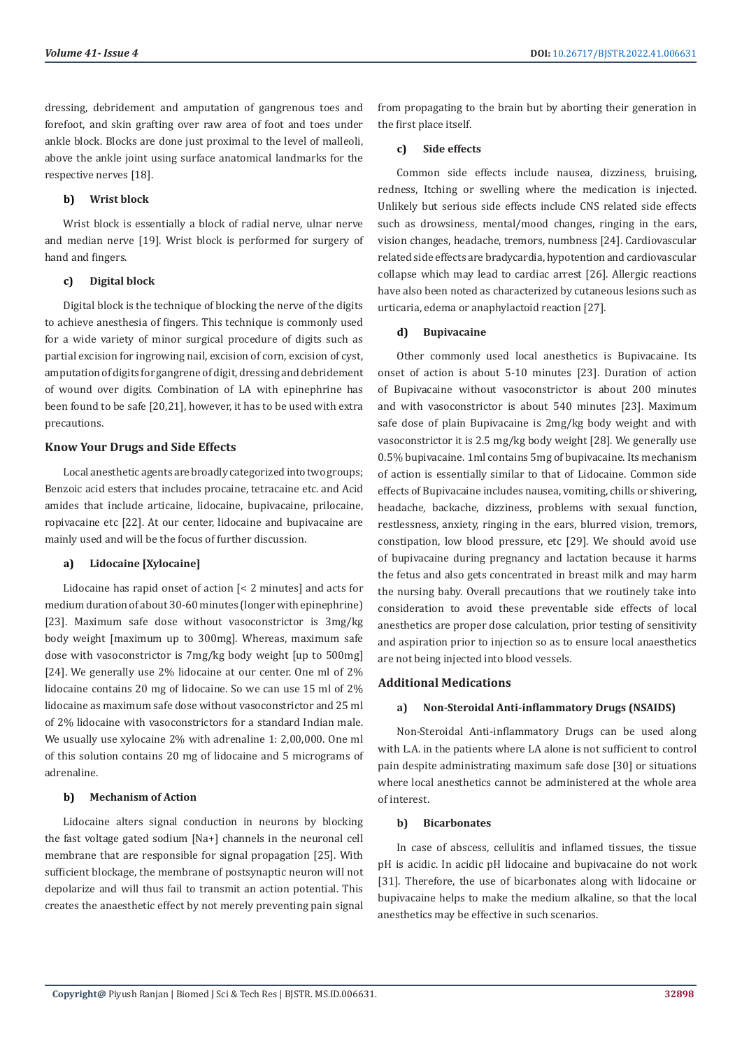dressing, debridement and amputation of gangrenous toes and forefoot, and skin grafting over raw area of foot and toes under ankle block. Blocks are done just proximal to the level of malleoli, above the ankle joint using surface anatomical landmarks for the respective nerves [18].

#### b) Wrist block

Wrist block is essentially a block of radial nerve, ulnar nerve and median nerve [19]. Wrist block is performed for surgery of hand and fingers.

#### c) Digital block

Digital block is the technique of blocking the nerve of the digits to achieve anesthesia of fingers. This technique is commonly used for a wide variety of minor surgical procedure of digits such as partial excision for ingrowing nail, excision of corn, excision of cyst, amputation of digits for gangrene of digit, dressing and debridement of wound over digits. Combination of LA with epinephrine has been found to be safe [20,21], however, it has to be used with extra precautions.

## Know Your Drugs and Side Effects

Local anesthetic agents are broadly categorized into two groups; Benzoic acid esters that includes procaine, tetracaine etc. and Acid amides that include articaine, lidocaine, bupivacaine, prilocaine, ropivacaine etc [22]. At our center, lidocaine and bupivacaine are mainly used and will be the focus of further discussion.

#### a) Lidocaine [Xylocaine]

Lidocaine has rapid onset of action [< 2 minutes] and acts for medium duration of about 30-60 minutes (longer with epinephrine) [23]. Maximum safe dose without vasoconstrictor is 3mg/kg body weight [maximum up to 300mg]. Whereas, maximum safe dose with vasoconstrictor is 7mg/kg body weight [up to 500mg] [24]. We generally use 2% lidocaine at our center. One ml of 2% lidocaine contains 20 mg of lidocaine. So we can use 15 ml of 2% lidocaine as maximum safe dose without vasoconstrictor and 25 ml of 2% lidocaine with vasoconstrictors for a standard Indian male. We usually use xylocaine 2% with adrenaline 1: 2,00,000. One ml of this solution contains 20 mg of lidocaine and 5 micrograms of adrenaline.

#### b) Mechanism of Action

Lidocaine alters signal conduction in neurons by blocking the fast voltage gated sodium [Na+] channels in the neuronal cell membrane that are responsible for signal propagation [25]. With sufficient blockage, the membrane of postsynaptic neuron will not depolarize and will thus fail to transmit an action potential. This creates the anaesthetic effect by not merely preventing pain signal from propagating to the brain but by aborting their generation in the first place itself.

#### c) Side effects

Common side effects include nausea, dizziness, bruising, redness, Itching or swelling where the medication is injected. Unlikely but serious side effects include CNS related side effects such as drowsiness, mental/mood changes, ringing in the ears, vision changes, headache, tremors, numbness [24]. Cardiovascular related side effects are bradycardia, hypotention and cardiovascular collapse which may lead to cardiac arrest [26]. Allergic reactions have also been noted as characterized by cutaneous lesions such as urticaria, edema or anaphylactoid reaction [27].

#### d) Bupivacaine

Other commonly used local anesthetics is Bupivacaine. Its onset of action is about 5-10 minutes [23]. Duration of action of Bupivacaine without vasoconstrictor is about 200 minutes and with vasoconstrictor is about 540 minutes [23]. Maximum safe dose of plain Bupivacaine is 2mg/kg body weight and with vasoconstrictor it is 2.5 mg/kg body weight [28]. We generally use 0.5% bupivacaine. 1ml contains 5mg of bupivacaine. Its mechanism of action is essentially similar to that of Lidocaine. Common side effects of Bupivacaine includes nausea, vomiting, chills or shivering, headache, backache, dizziness, problems with sexual function, restlessness, anxiety, ringing in the ears, blurred vision, tremors, constipation, low blood pressure, etc [29]. We should avoid use of bupivacaine during pregnancy and lactation because it harms the fetus and also gets concentrated in breast milk and may harm the nursing baby. Overall precautions that we routinely take into consideration to avoid these preventable side effects of local anesthetics are proper dose calculation, prior testing of sensitivity and aspiration prior to injection so as to ensure local anaesthetics are not being injected into blood vessels.

## Additional Medications

#### a) Non-Steroidal Anti-inflammatory Drugs (NSAIDS)

Non-Steroidal Anti-inflammatory Drugs can be used along with L.A. in the patients where LA alone is not sufficient to control pain despite administrating maximum safe dose [30] or situations where local anesthetics cannot be administered at the whole area of interest.

#### b) Bicarbonates

In case of abscess, cellulitis and inflamed tissues, the tissue pH is acidic. In acidic pH lidocaine and bupivacaine do not work [31]. Therefore, the use of bicarbonates along with lidocaine or bupivacaine helps to make the medium alkaline, so that the local anesthetics may be effective in such scenarios.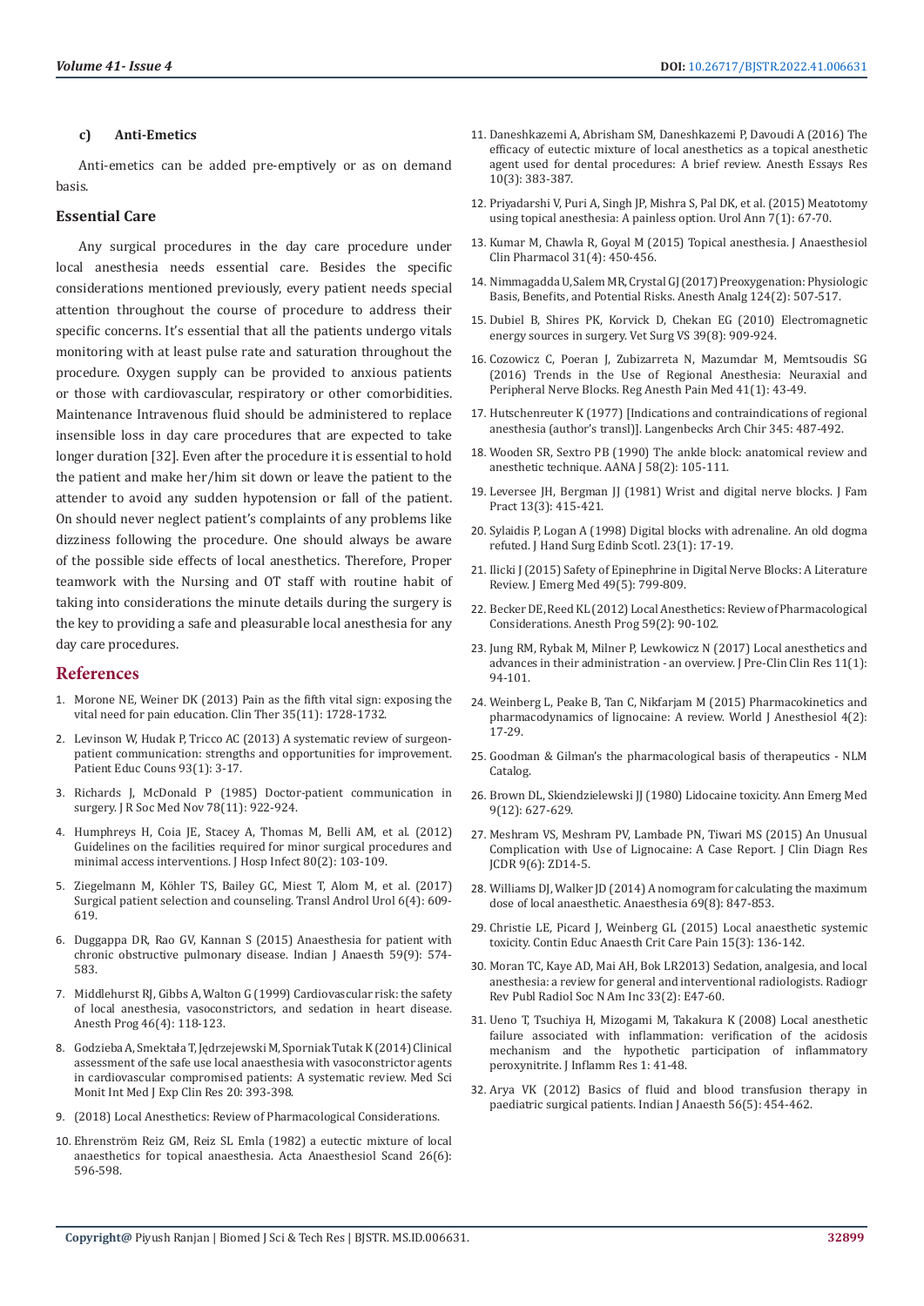#### c) Anti-Emetics

Anti-emetics can be added pre-emptively or as on demand basis.

### Essential Care

Any surgical procedures in the day care procedure under local anesthesia needs essential care. Besides the specific considerations mentioned previously, every patient needs special attention throughout the course of procedure to address their specific concerns. It's essential that all the patients undergo vitals monitoring with at least pulse rate and saturation throughout the procedure. Oxygen supply can be provided to anxious patients or those with cardiovascular, respiratory or other comorbidities. Maintenance Intravenous fluid should be administered to replace insensible loss in day care procedures that are expected to take longer duration [32]. Even after the procedure it is essential to hold the patient and make her/him sit down or leave the patient to the attender to avoid any sudden hypotension or fall of the patient. On should never neglect patient's complaints of any problems like dizziness following the procedure. One should always be aware of the possible side effects of local anesthetics. Therefore, Proper teamwork with the Nursing and OT staff with routine habit of taking into considerations the minute details during the surgery is the key to providing a safe and pleasurable local anesthesia for any day care procedures.

## References

1. Morone NE, Weiner DK (2013) Pain as the fifth vital sign: exposing the vital need for pain education. Clin Ther 35(11): 1728-1732.
2. Levinson W, Hudak P, Tricco AC (2013) A systematic review of surgeon-patient communication: strengths and opportunities for improvement. Patient Educ Couns 93(1): 3-17.
3. Richards J, McDonald P (1985) Doctor-patient communication in surgery. J R Soc Med Nov 78(11): 922-924.
4. Humphreys H, Coia JE, Stacey A, Thomas M, Belli AM, et al. (2012) Guidelines on the facilities required for minor surgical procedures and minimal access interventions. J Hosp Infect 80(2): 103-109.
5. Ziegelmann M, Köhler TS, Bailey GC, Miest T, Alom M, et al. (2017) Surgical patient selection and counseling. Transl Androl Urol 6(4): 609-619.
6. Duggappa DR, Rao GV, Kannan S (2015) Anaesthesia for patient with chronic obstructive pulmonary disease. Indian J Anaesth 59(9): 574-583.
7. Middlehurst RJ, Gibbs A, Walton G (1999) Cardiovascular risk: the safety of local anesthesia, vasoconstrictors, and sedation in heart disease. Anesth Prog 46(4): 118-123.
8. Godzieba A, Smektała T, Jędrzejewski M, Sporniak Tutak K (2014) Clinical assessment of the safe use local anaesthesia with vasoconstrictor agents in cardiovascular compromised patients: A systematic review. Med Sci Monit Int Med J Exp Clin Res 20: 393-398.
9. (2018) Local Anesthetics: Review of Pharmacological Considerations.
10. Ehrenström Reiz GM, Reiz SL Emla (1982) a eutectic mixture of local anaesthetics for topical anaesthesia. Acta Anaesthesiol Scand 26(6): 596-598.
11. Daneshkazemi A, Abrisham SM, Daneshkazemi P, Davoudi A (2016) The efficacy of eutectic mixture of local anesthetics as a topical anesthetic agent used for dental procedures: A brief review. Anesth Essays Res 10(3): 383-387.
12. Priyadarshi V, Puri A, Singh JP, Mishra S, Pal DK, et al. (2015) Meatotomy using topical anesthesia: A painless option. Urol Ann 7(1): 67-70.
13. Kumar M, Chawla R, Goyal M (2015) Topical anesthesia. J Anaesthesiol Clin Pharmacol 31(4): 450-456.
14. Nimmagadda U, Salem MR, Crystal GJ (2017) Preoxygenation: Physiologic Basis, Benefits, and Potential Risks. Anesth Analg 124(2): 507-517.
15. Dubiel B, Shires PK, Korvick D, Chekan EG (2010) Electromagnetic energy sources in surgery. Vet Surg VS 39(8): 909-924.
16. Cozowicz C, Poeran J, Zubizarreta N, Mazumdar M, Memtsoudis SG (2016) Trends in the Use of Regional Anesthesia: Neuraxial and Peripheral Nerve Blocks. Reg Anesth Pain Med 41(1): 43-49.
17. Hutschenreuter K (1977) [Indications and contraindications of regional anesthesia (author's transl)]. Langenbecks Arch Chir 345: 487-492.
18. Wooden SR, Sextro PB (1990) The ankle block: anatomical review and anesthetic technique. AANA J 58(2): 105-111.
19. Leversee JH, Bergman JJ (1981) Wrist and digital nerve blocks. J Fam Pract 13(3): 415-421.
20. Sylaidis P, Logan A (1998) Digital blocks with adrenaline. An old dogma refuted. J Hand Surg Edinb Scotl. 23(1): 17-19.
21. Ilicki J (2015) Safety of Epinephrine in Digital Nerve Blocks: A Literature Review. J Emerg Med 49(5): 799-809.
22. Becker DE, Reed KL (2012) Local Anesthetics: Review of Pharmacological Considerations. Anesth Prog 59(2): 90-102.
23. Jung RM, Rybak M, Milner P, Lewkowicz N (2017) Local anesthetics and advances in their administration - an overview. J Pre-Clin Clin Res 11(1): 94-101.
24. Weinberg L, Peake B, Tan C, Nikfarjam M (2015) Pharmacokinetics and pharmacodynamics of lignocaine: A review. World J Anesthesiol 4(2): 17-29.
25. Goodman & Gilman's the pharmacological basis of therapeutics - NLM Catalog.
26. Brown DL, Skiendzielewski JJ (1980) Lidocaine toxicity. Ann Emerg Med 9(12): 627-629.
27. Meshram VS, Meshram PV, Lambade PN, Tiwari MS (2015) An Unusual Complication with Use of Lignocaine: A Case Report. J Clin Diagn Res JCDR 9(6): ZD14-5.
28. Williams DJ, Walker JD (2014) A nomogram for calculating the maximum dose of local anaesthetic. Anaesthesia 69(8): 847-853.
29. Christie LE, Picard J, Weinberg GL (2015) Local anaesthetic systemic toxicity. Contin Educ Anaesth Crit Care Pain 15(3): 136-142.
30. Moran TC, Kaye AD, Mai AH, Bok LR2013) Sedation, analgesia, and local anesthesia: a review for general and interventional radiologists. Radiogr Rev Publ Radiol Soc N Am Inc 33(2): E47-60.
31. Ueno T, Tsuchiya H, Mizogami M, Takakura K (2008) Local anesthetic failure associated with inflammation: verification of the acidosis mechanism and the hypothetic participation of inflammatory peroxynitrite. J Inflamm Res 1: 41-48.
32. Arya VK (2012) Basics of fluid and blood transfusion therapy in paediatric surgical patients. Indian J Anaesth 56(5): 454-462.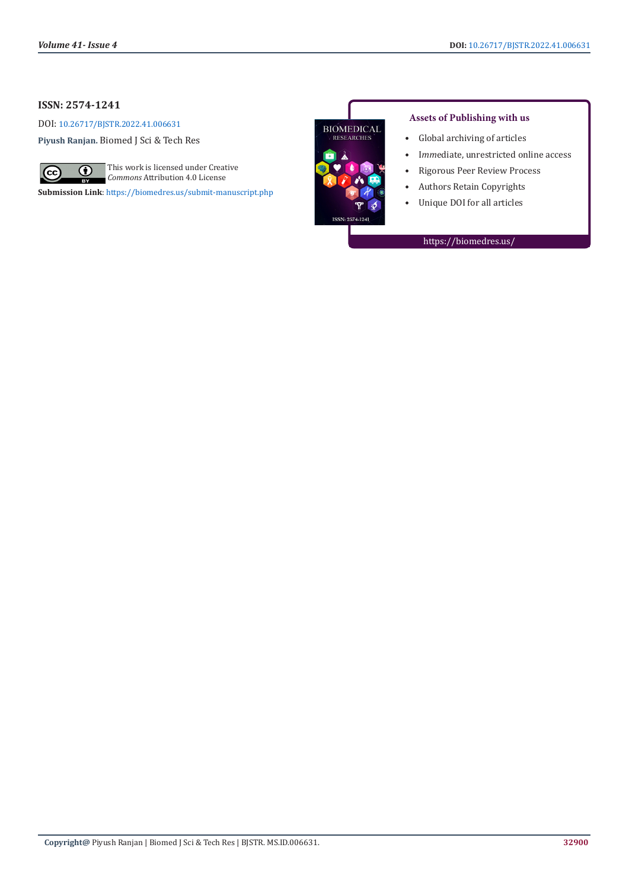**ISSN: 2574-1241**

DOI: 10.26717/BJSTR.2022.41.006631

**Piyush Ranjan.** Biomed J Sci & Tech Res

This work is licensed under Creative *Commons* Attribution 4.0 License

**Submission Link**: https://biomedres.us/submit-manuscript.php

BIOMEDICAL RESEARCHES

ISSN: 2574-1241

**Assets of Publishing with us**

- Global archiving of articles
- Immediate, unrestricted online access
- Rigorous Peer Review Process
- Authors Retain Copyrights
- Unique DOI for all articles

https://biomedres.us/